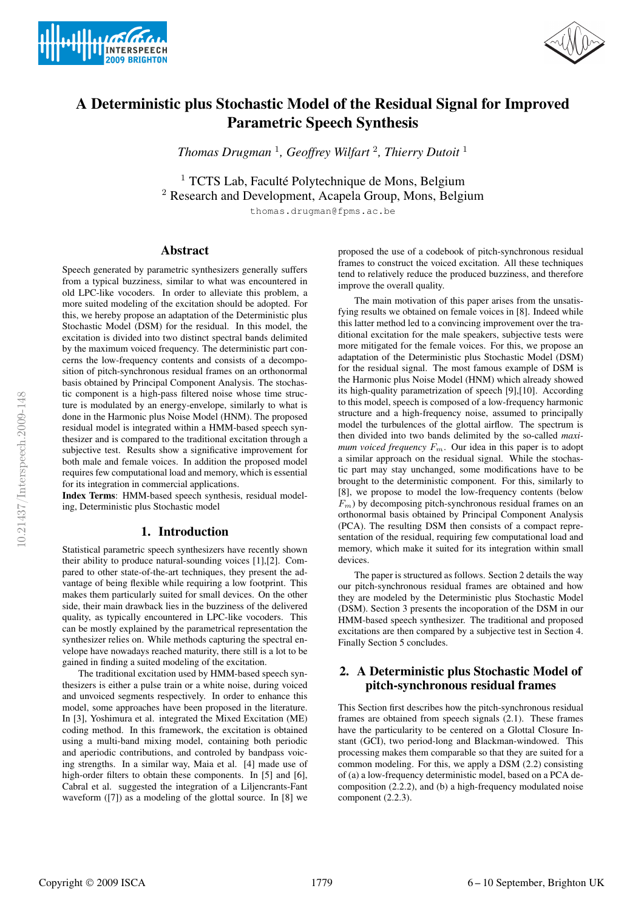# A Deterministic plus Stochastic Model of the Residual Signal for Improved Parametric Speech Synthesis

*Thomas Drugman* [1], *Geoffrey Wilfart* [2], *Thierry Dutoit* [1]

[1] TCTS Lab, Faculté Polytechnique de Mons, Belgium
[2] Research and Development, Acapela Group, Mons, Belgium

thomas.drugman@fpms.ac.be

## Abstract

Speech generated by parametric synthesizers generally suffers from a typical buzziness, similar to what was encountered in old LPC-like vocoders. In order to alleviate this problem, a more suited modeling of the excitation should be adopted. For this, we hereby propose an adaptation of the Deterministic plus Stochastic Model (DSM) for the residual. In this model, the excitation is divided into two distinct spectral bands delimited by the maximum voiced frequency. The deterministic part concerns the low-frequency contents and consists of a decomposition of pitch-synchronous residual frames on an orthonormal basis obtained by Principal Component Analysis. The stochastic component is a high-pass filtered noise whose time structure is modulated by an energy-envelope, similarly to what is done in the Harmonic plus Noise Model (HNM). The proposed residual model is integrated within a HMM-based speech synthesizer and is compared to the traditional excitation through a subjective test. Results show a significative improvement for both male and female voices. In addition the proposed model requires few computational load and memory, which is essential for its integration in commercial applications.

**Index Terms**: HMM-based speech synthesis, residual modeling, Deterministic plus Stochastic model

## 1. Introduction

Statistical parametric speech synthesizers have recently shown their ability to produce natural-sounding voices [1],[2]. Compared to other state-of-the-art techniques, they present the advantage of being flexible while requiring a low footprint. This makes them particularly suited for small devices. On the other side, their main drawback lies in the buzziness of the delivered quality, as typically encountered in LPC-like vocoders. This can be mostly explained by the parametrical representation the synthesizer relies on. While methods capturing the spectral envelope have nowadays reached maturity, there still is a lot to be gained in finding a suited modeling of the excitation.

The traditional excitation used by HMM-based speech synthesizers is either a pulse train or a white noise, during voiced and unvoiced segments respectively. In order to enhance this model, some approaches have been proposed in the literature. In [3], Yoshimura et al. integrated the Mixed Excitation (ME) coding method. In this framework, the excitation is obtained using a multi-band mixing model, containing both periodic and aperiodic contributions, and controled by bandpass voicing strengths. In a similar way, Maia et al. [4] made use of high-order filters to obtain these components. In [5] and [6], Cabral et al. suggested the integration of a Liljencrants-Fant waveform ([7]) as a modeling of the glottal source. In [8] we proposed the use of a codebook of pitch-synchronous residual frames to construct the voiced excitation. All these techniques tend to relatively reduce the produced buzziness, and therefore improve the overall quality.

The main motivation of this paper arises from the unsatisfying results we obtained on female voices in [8]. Indeed while this latter method led to a convincing improvement over the traditional excitation for the male speakers, subjective tests were more mitigated for the female voices. For this, we propose an adaptation of the Deterministic plus Stochastic Model (DSM) for the residual signal. The most famous example of DSM is the Harmonic plus Noise Model (HNM) which already showed its high-quality parametrization of speech [9],[10]. According to this model, speech is composed of a low-frequency harmonic structure and a high-frequency noise, assumed to principally model the turbulences of the glottal airflow. The spectrum is then divided into two bands delimited by the so-called *maximum voiced frequency* $F_m$. Our idea in this paper is to adopt a similar approach on the residual signal. While the stochastic part may stay unchanged, some modifications have to be brought to the deterministic component. For this, similarly to [8], we propose to model the low-frequency contents (below $F_m$) by decomposing pitch-synchronous residual frames on an orthonormal basis obtained by Principal Component Analysis (PCA). The resulting DSM then consists of a compact representation of the residual, requiring few computational load and memory, which make it suited for its integration within small devices.

The paper is structured as follows. Section 2 details the way our pitch-synchronous residual frames are obtained and how they are modeled by the Deterministic plus Stochastic Model (DSM). Section 3 presents the incoporation of the DSM in our HMM-based speech synthesizer. The traditional and proposed excitations are then compared by a subjective test in Section 4. Finally Section 5 concludes.

## 2. A Deterministic plus Stochastic Model of pitch-synchronous residual frames

This Section first describes how the pitch-synchronous residual frames are obtained from speech signals (2.1). These frames have the particularity to be centered on a Glottal Closure Instant (GCI), two period-long and Blackman-windowed. This processing makes them comparable so that they are suited for a common modeling. For this, we apply a DSM (2.2) consisting of (a) a low-frequency deterministic model, based on a PCA decomposition (2.2.2), and (b) a high-frequency modulated noise component (2.2.3).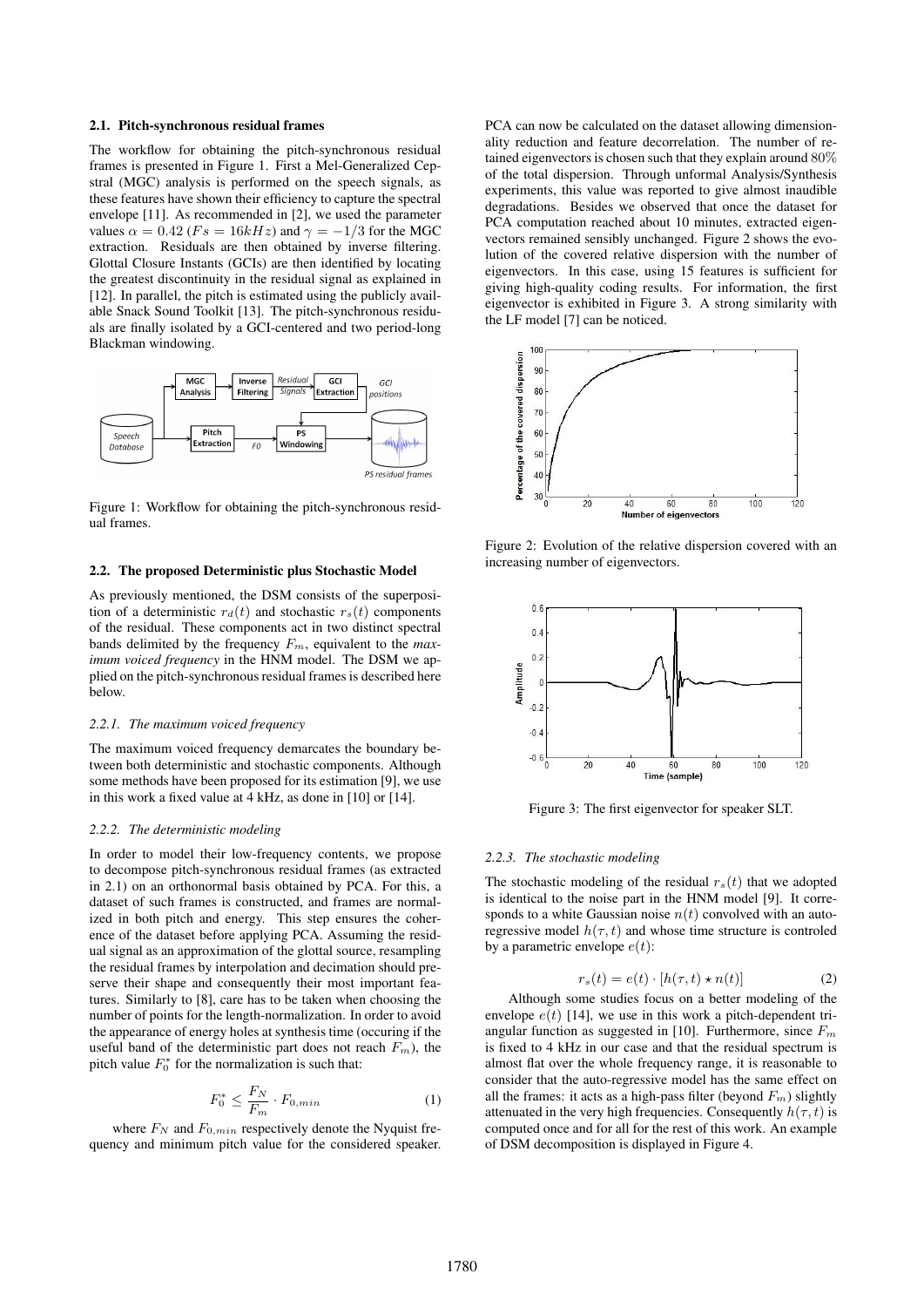### 2.1. Pitch-synchronous residual frames

The workflow for obtaining the pitch-synchronous residual frames is presented in Figure 1. First a Mel-Generalized Cepstral (MGC) analysis is performed on the speech signals, as these features have shown their efficiency to capture the spectral envelope [11]. As recommended in [2], we used the parameter values $\alpha = 0.42$ ($Fs = 16kHz$) and $\gamma = -1/3$ for the MGC extraction. Residuals are then obtained by inverse filtering. Glottal Closure Instants (GCIs) are then identified by locating the greatest discontinuity in the residual signal as explained in [12]. In parallel, the pitch is estimated using the publicly available Snack Sound Toolkit [13]. The pitch-synchronous residuals are finally isolated by a GCI-centered and two period-long Blackman windowing.

Figure 1: Workflow for obtaining the pitch-synchronous residual frames.

### 2.2. The proposed Deterministic plus Stochastic Model

As previously mentioned, the DSM consists of the superposition of a deterministic $r_d(t)$ and stochastic $r_s(t)$ components of the residual. These components act in two distinct spectral bands delimited by the frequency $F_m$, equivalent to the *maximum voiced frequency* in the HNM model. The DSM we applied on the pitch-synchronous residual frames is described here below.

#### 2.2.1. The maximum voiced frequency

The maximum voiced frequency demarcates the boundary between both deterministic and stochastic components. Although some methods have been proposed for its estimation [9], we use in this work a fixed value at 4 kHz, as done in [10] or [14].

#### 2.2.2. The deterministic modeling

In order to model their low-frequency contents, we propose to decompose pitch-synchronous residual frames (as extracted in 2.1) on an orthonormal basis obtained by PCA. For this, a dataset of such frames is constructed, and frames are normalized in both pitch and energy. This step ensures the coherence of the dataset before applying PCA. Assuming the residual signal as an approximation of the glottal source, resampling the residual frames by interpolation and decimation should preserve their shape and consequently their most important features. Similarly to [8], care has to be taken when choosing the number of points for the length-normalization. In order to avoid the appearance of energy holes at synthesis time (occuring if the useful band of the deterministic part does not reach $F_m$), the pitch value $F_0^*$ for the normalization is such that:

$$F_0^* \leq \frac{F_N}{F_m} \cdot F_{0,min} \tag{1}$$

where $F_N$ and $F_{0,min}$ respectively denote the Nyquist frequency and minimum pitch value for the considered speaker. PCA can now be calculated on the dataset allowing dimensionality reduction and feature decorrelation. The number of retained eigenvectors is chosen such that they explain around 80% of the total dispersion. Through unformal Analysis/Synthesis experiments, this value was reported to give almost inaudible degradations. Besides we observed that once the dataset for PCA computation reached about 10 minutes, extracted eigenvectors remained sensibly unchanged. Figure 2 shows the evolution of the covered relative dispersion with the number of eigenvectors. In this case, using 15 features is sufficient for giving high-quality coding results. For information, the first eigenvector is exhibited in Figure 3. A strong similarity with the LF model [7] can be noticed.

Figure 2: Evolution of the relative dispersion covered with an increasing number of eigenvectors.

Figure 3: The first eigenvector for speaker SLT.

#### 2.2.3. The stochastic modeling

The stochastic modeling of the residual $r_s(t)$ that we adopted is identical to the noise part in the HNM model [9]. It corresponds to a white Gaussian noise $n(t)$ convolved with an auto-regressive model $h(\tau, t)$ and whose time structure is controled by a parametric envelope $e(t)$:

$$r_s(t) = e(t) \cdot [h(\tau, t) \star n(t)] \tag{2}$$

Although some studies focus on a better modeling of the envelope $e(t)$ [14], we use in this work a pitch-dependent triangular function as suggested in [10]. Furthermore, since $F_m$ is fixed to 4 kHz in our case and that the residual spectrum is almost flat over the whole frequency range, it is reasonable to consider that the auto-regressive model has the same effect on all the frames: it acts as a high-pass filter (beyond $F_m$) slightly attenuated in the very high frequencies. Consequently $h(\tau, t)$ is computed once and for all for the rest of this work. An example of DSM decomposition is displayed in Figure 4.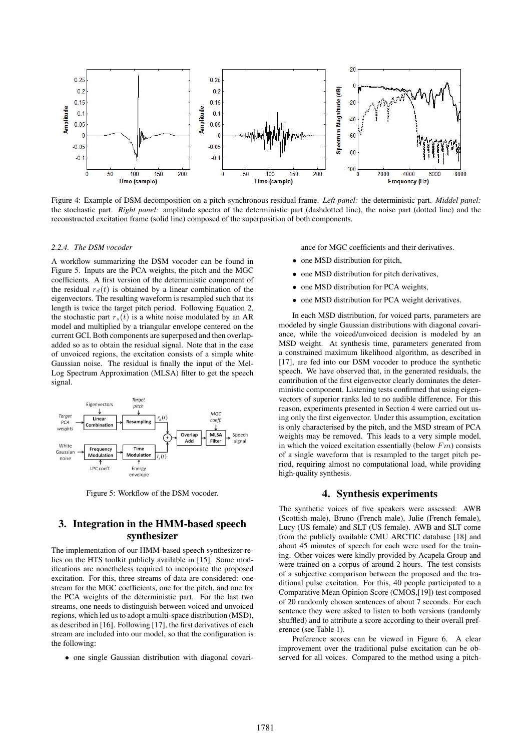Figure 4: Example of DSM decomposition on a pitch-synchronous residual frame. *Left panel:* the deterministic part. *Middel panel:* the stochastic part. *Right panel:* amplitude spectra of the deterministic part (dashdotted line), the noise part (dotted line) and the reconstructed excitation frame (solid line) composed of the superposition of both components.

#### 2.2.4. The DSM vocoder

A workflow summarizing the DSM vocoder can be found in Figure 5. Inputs are the PCA weights, the pitch and the MGC coefficients. A first version of the deterministic component of the residual $r_d(t)$ is obtained by a linear combination of the eigenvectors. The resulting waveform is resampled such that its length is twice the target pitch period. Following Equation 2, the stochastic part $r_s(t)$ is a white noise modulated by an AR model and multiplied by a triangular envelope centered on the current GCI. Both components are superposed and then overlap-added so as to obtain the residual signal. Note that in the case of unvoiced regions, the excitation consists of a simple white Gaussian noise. The residual is finally the input of the Mel-Log Spectrum Approximation (MLSA) filter to get the speech signal.

Figure 5: Workflow of the DSM vocoder.

## 3. Integration in the HMM-based speech synthesizer

The implementation of our HMM-based speech synthesizer relies on the HTS toolkit publicly available in [15]. Some modifications are nonetheless required to incoporate the proposed excitation. For this, three streams of data are considered: one stream for the MGC coefficients, one for the pitch, and one for the PCA weights of the deterministic part. For the last two streams, one needs to distinguish between voiced and unvoiced regions, which led us to adopt a multi-space distribution (MSD), as described in [16]. Following [17], the first derivatives of each stream are included into our model, so that the configuration is the following:

- one single Gaussian distribution with diagonal covariance for MGC coefficients and their derivatives.
- one MSD distribution for pitch,
- one MSD distribution for pitch derivatives,
- one MSD distribution for PCA weights,
- one MSD distribution for PCA weight derivatives.

In each MSD distribution, for voiced parts, parameters are modeled by single Gaussian distributions with diagonal covariance, while the voiced/unvoiced decision is modeled by an MSD weight. At synthesis time, parameters generated from a constrained maximum likelihood algorithm, as described in [17], are fed into our DSM vocoder to produce the synthetic speech. We have observed that, in the generated residuals, the contribution of the first eigenvector clearly dominates the deterministic component. Listening tests confirmed that using eigenvectors of superior ranks led to no audible difference. For this reason, experiments presented in Section 4 were carried out using only the first eigenvector. Under this assumption, excitation is only characterised by the pitch, and the MSD stream of PCA weights may be removed. This leads to a very simple model, in which the voiced excitation essentially (below $Fm$) consists of a single waveform that is resampled to the target pitch period, requiring almost no computational load, while providing high-quality synthesis.

## 4. Synthesis experiments

The synthetic voices of five speakers were assessed: AWB (Scottish male), Bruno (French male), Julie (French female), Lucy (US female) and SLT (US female). AWB and SLT come from the publicly available CMU ARCTIC database [18] and about 45 minutes of speech for each were used for the training. Other voices were kindly provided by Acapela Group and were trained on a corpus of around 2 hours. The test consists of a subjective comparison between the proposed and the traditional pulse excitation. For this, 40 people participated to a Comparative Mean Opinion Score (CMOS,[19]) test composed of 20 randomly chosen sentences of about 7 seconds. For each sentence they were asked to listen to both versions (randomly shuffled) and to attribute a score according to their overall preference (see Table 1).

Preference scores can be viewed in Figure 6. A clear improvement over the traditional pulse excitation can be observed for all voices. Compared to the method using a pitch-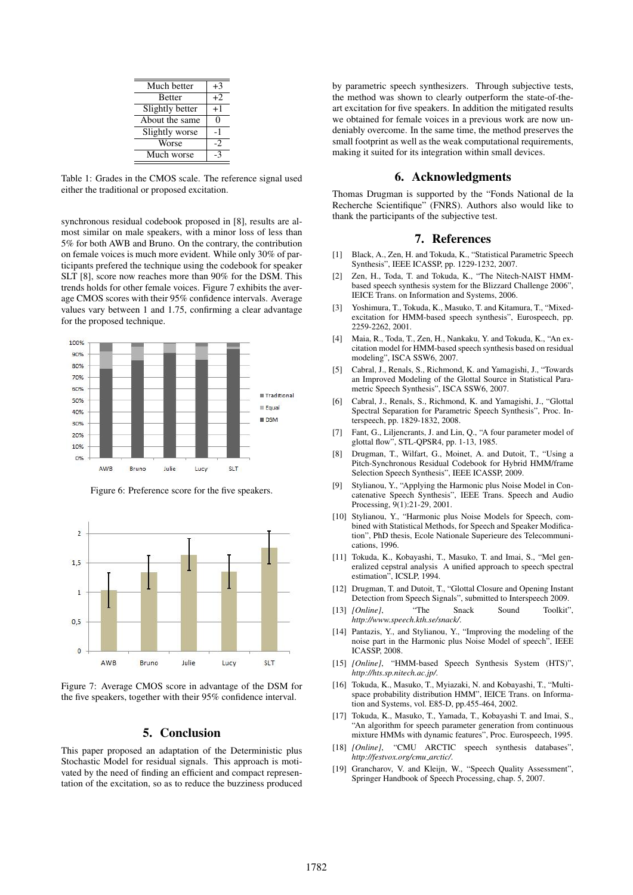| | |
|---|---|
| Much better | +3 |
| Better | +2 |
| Slightly better | +1 |
| About the same | 0 |
| Slightly worse | -1 |
| Worse | -2 |
| Much worse | -3 |

Table 1: Grades in the CMOS scale. The reference signal used either the traditional or proposed excitation.

synchronous residual codebook proposed in [8], results are almost similar on male speakers, with a minor loss of less than 5% for both AWB and Bruno. On the contrary, the contribution on female voices is much more evident. While only 30% of participants prefered the technique using the codebook for speaker SLT [8], score now reaches more than 90% for the DSM. This trends holds for other female voices. Figure 7 exhibits the average CMOS scores with their 95% confidence intervals. Average values vary between 1 and 1.75, confirming a clear advantage for the proposed technique.

100%
90%
80%
70%
60%
50%
40%
30%
20%
10%
0%
AWB Bruno Julie Lucy SLT
Traditional
Equal
DSM

Figure 6: Preference score for the five speakers.

2
1,5
1
0,5
0
AWB Bruno Julie Lucy SLT

Figure 7: Average CMOS score in advantage of the DSM for the five speakers, together with their 95% confidence interval.

## 5. Conclusion

This paper proposed an adaptation of the Deterministic plus Stochastic Model for residual signals. This approach is motivated by the need of finding an efficient and compact representation of the excitation, so as to reduce the buzziness produced by parametric speech synthesizers. Through subjective tests, the method was shown to clearly outperform the state-of-the-art excitation for five speakers. In addition the mitigated results we obtained for female voices in a previous work are now undeniably overcome. In the same time, the method preserves the small footprint as well as the weak computational requirements, making it suited for its integration within small devices.

## 6. Acknowledgments

Thomas Drugman is supported by the "Fonds National de la Recherche Scientifique" (FNRS). Authors also would like to thank the participants of the subjective test.

## 7. References

[1] Black, A., Zen, H. and Tokuda, K., "Statistical Parametric Speech Synthesis", IEEE ICASSP, pp. 1229-1232, 2007.

[2] Zen, H., Toda, T. and Tokuda, K., "The Nitech-NAIST HMM-based speech synthesis system for the Blizzard Challenge 2006", IEICE Trans. on Information and Systems, 2006.

[3] Yoshimura, T., Tokuda, K., Masuko, T. and Kitamura, T., "Mixed-excitation for HMM-based speech synthesis", Eurospeech, pp. 2259-2262, 2001.

[4] Maia, R., Toda, T., Zen, H., Nankaku, Y. and Tokuda, K., "An excitation model for HMM-based speech synthesis based on residual modeling", ISCA SSW6, 2007.

[5] Cabral, J., Renals, S., Richmond, K. and Yamagishi, J., "Towards an Improved Modeling of the Glottal Source in Statistical Parametric Speech Synthesis", ISCA SSW6, 2007.

[6] Cabral, J., Renals, S., Richmond, K. and Yamagishi, J., "Glottal Spectral Separation for Parametric Speech Synthesis", Proc. Interspeech, pp. 1829-1832, 2008.

[7] Fant, G., Liljencrants, J. and Lin, Q., "A four parameter model of glottal flow", STL-QPSR4, pp. 1-13, 1985.

[8] Drugman, T., Wilfart, G., Moinet, A. and Dutoit, T., "Using a Pitch-Synchronous Residual Codebook for Hybrid HMM/frame Selection Speech Synthesis", IEEE ICASSP, 2009.

[9] Stylianou, Y., "Applying the Harmonic plus Noise Model in Concatenative Speech Synthesis", IEEE Trans. Speech and Audio Processing, 9(1):21-29, 2001.

[10] Stylianou, Y., "Harmonic plus Noise Models for Speech, combined with Statistical Methods, for Speech and Speaker Modification", PhD thesis, Ecole Nationale Superieure des Telecommunications, 1996.

[11] Tokuda, K., Kobayashi, T., Masuko, T. and Imai, S., "Mel generalized cepstral analysis A unified approach to speech spectral estimation", ICSLP, 1994.

[12] Drugman, T. and Dutoit, T., "Glottal Closure and Opening Instant Detection from Speech Signals", submitted to Interspeech 2009.

[13] *[Online]*, "The Snack Sound Toolkit", *http://www.speech.kth.se/snack/*.

[14] Pantazis, Y., and Stylianou, Y., "Improving the modeling of the noise part in the Harmonic plus Noise Model of speech", IEEE ICASSP, 2008.

[15] *[Online]*, "HMM-based Speech Synthesis System (HTS)", *http://hts.sp.nitech.ac.jp/*.

[16] Tokuda, K., Masuko, T., Myiazaki, N. and Kobayashi, T., "Multi-space probability distribution HMM", IEICE Trans. on Information and Systems, vol. E85-D, pp.455-464, 2002.

[17] Tokuda, K., Masuko, T., Yamada, T., Kobayashi T. and Imai, S., "An algorithm for speech parameter generation from continuous mixture HMMs with dynamic features", Proc. Eurospeech, 1995.

[18] *[Online]*, "CMU ARCTIC speech synthesis databases", *http://festvox.org/cmu_arctic/*.

[19] Grancharov, V. and Kleijn, W., "Speech Quality Assessment", Springer Handbook of Speech Processing, chap. 5, 2007.